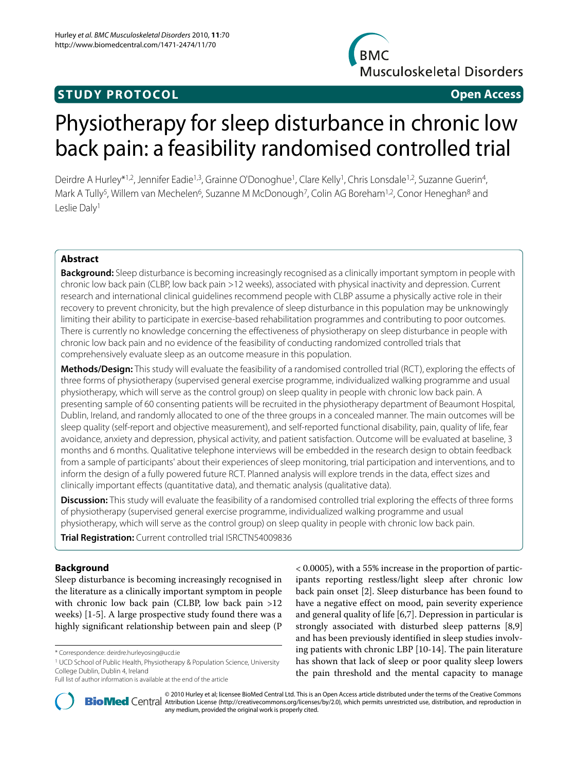**STUDY PROTOCOL** **Open Access**

# Physiotherapy for sleep disturbance in chronic low back pain: a feasibility randomised controlled trial

Deirdre A Hurley*[1,2], Jennifer Eadie[1,3], Grainne O'Donoghue[1], Clare Kelly[1], Chris Lonsdale[1,2], Suzanne Guerin[4], Mark A Tully[5], Willem van Mechelen[6], Suzanne M McDonough[7], Colin AG Boreham[1,2], Conor Heneghan[8] and Leslie Daly[1]

## Abstract

**Background:** Sleep disturbance is becoming increasingly recognised as a clinically important symptom in people with chronic low back pain (CLBP, low back pain >12 weeks), associated with physical inactivity and depression. Current research and international clinical guidelines recommend people with CLBP assume a physically active role in their recovery to prevent chronicity, but the high prevalence of sleep disturbance in this population may be unknowingly limiting their ability to participate in exercise-based rehabilitation programmes and contributing to poor outcomes. There is currently no knowledge concerning the effectiveness of physiotherapy on sleep disturbance in people with chronic low back pain and no evidence of the feasibility of conducting randomized controlled trials that comprehensively evaluate sleep as an outcome measure in this population.

**Methods/Design:** This study will evaluate the feasibility of a randomised controlled trial (RCT), exploring the effects of three forms of physiotherapy (supervised general exercise programme, individualized walking programme and usual physiotherapy, which will serve as the control group) on sleep quality in people with chronic low back pain. A presenting sample of 60 consenting patients will be recruited in the physiotherapy department of Beaumont Hospital, Dublin, Ireland, and randomly allocated to one of the three groups in a concealed manner. The main outcomes will be sleep quality (self-report and objective measurement), and self-reported functional disability, pain, quality of life, fear avoidance, anxiety and depression, physical activity, and patient satisfaction. Outcome will be evaluated at baseline, 3 months and 6 months. Qualitative telephone interviews will be embedded in the research design to obtain feedback from a sample of participants' about their experiences of sleep monitoring, trial participation and interventions, and to inform the design of a fully powered future RCT. Planned analysis will explore trends in the data, effect sizes and clinically important effects (quantitative data), and thematic analysis (qualitative data).

**Discussion:** This study will evaluate the feasibility of a randomised controlled trial exploring the effects of three forms of physiotherapy (supervised general exercise programme, individualized walking programme and usual physiotherapy, which will serve as the control group) on sleep quality in people with chronic low back pain.

**Trial Registration:** Current controlled trial ISRCTN54009836

## Background

Sleep disturbance is becoming increasingly recognised in the literature as a clinically important symptom in people with chronic low back pain (CLBP, low back pain >12 weeks) [1-5]. A large prospective study found there was a highly significant relationship between pain and sleep ($P < 0.0005$), with a 55% increase in the proportion of participants reporting restless/light sleep after chronic low back pain onset [2]. Sleep disturbance has been found to have a negative effect on mood, pain severity experience and general quality of life [6,7]. Depression in particular is strongly associated with disturbed sleep patterns [8,9] and has been previously identified in sleep studies involving patients with chronic LBP [10-14]. The pain literature has shown that lack of sleep or poor quality sleep lowers the pain threshold and the mental capacity to manage

\* Correspondence: deirdre.hurleyosing@ucd.ie

[1] UCD School of Public Health, Physiotherapy & Population Science, University College Dublin, Dublin 4, Ireland

Full list of author information is available at the end of the article

© 2010 Hurley et al; licensee BioMed Central Ltd. This is an Open Access article distributed under the terms of the Creative Commons Attribution License (http://creativecommons.org/licenses/by/2.0), which permits unrestricted use, distribution, and reproduction in any medium, provided the original work is properly cited.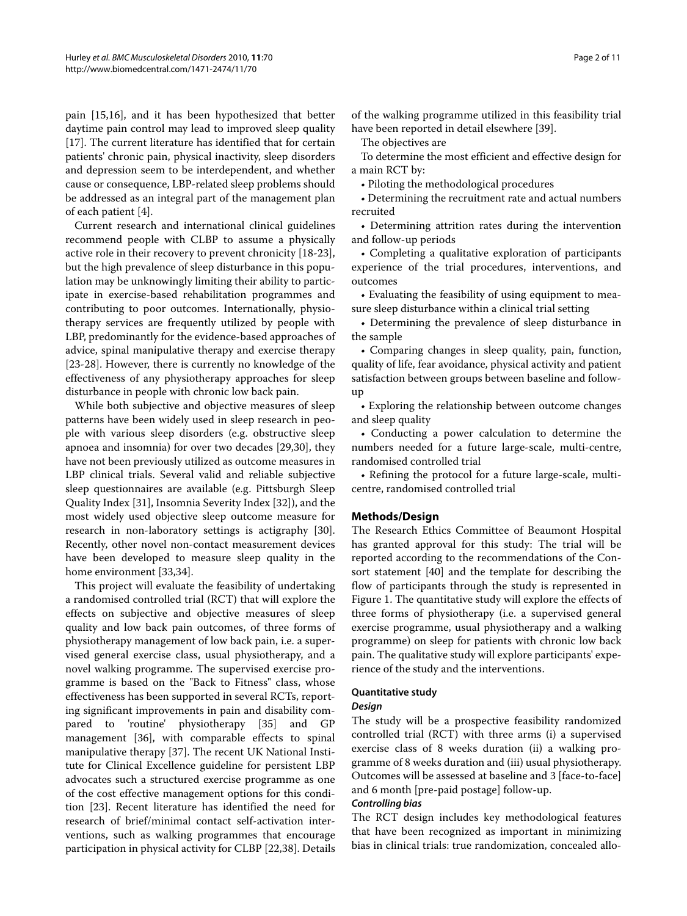pain [15,16], and it has been hypothesized that better daytime pain control may lead to improved sleep quality [17]. The current literature has identified that for certain patients' chronic pain, physical inactivity, sleep disorders and depression seem to be interdependent, and whether cause or consequence, LBP-related sleep problems should be addressed as an integral part of the management plan of each patient [4].

Current research and international clinical guidelines recommend people with CLBP to assume a physically active role in their recovery to prevent chronicity [18-23], but the high prevalence of sleep disturbance in this population may be unknowingly limiting their ability to participate in exercise-based rehabilitation programmes and contributing to poor outcomes. Internationally, physiotherapy services are frequently utilized by people with LBP, predominantly for the evidence-based approaches of advice, spinal manipulative therapy and exercise therapy [23-28]. However, there is currently no knowledge of the effectiveness of any physiotherapy approaches for sleep disturbance in people with chronic low back pain.

While both subjective and objective measures of sleep patterns have been widely used in sleep research in people with various sleep disorders (e.g. obstructive sleep apnoea and insomnia) for over two decades [29,30], they have not been previously utilized as outcome measures in LBP clinical trials. Several valid and reliable subjective sleep questionnaires are available (e.g. Pittsburgh Sleep Quality Index [31], Insomnia Severity Index [32]), and the most widely used objective sleep outcome measure for research in non-laboratory settings is actigraphy [30]. Recently, other novel non-contact measurement devices have been developed to measure sleep quality in the home environment [33,34].

This project will evaluate the feasibility of undertaking a randomised controlled trial (RCT) that will explore the effects on subjective and objective measures of sleep quality and low back pain outcomes, of three forms of physiotherapy management of low back pain, i.e. a supervised general exercise class, usual physiotherapy, and a novel walking programme. The supervised exercise programme is based on the "Back to Fitness" class, whose effectiveness has been supported in several RCTs, reporting significant improvements in pain and disability compared to 'routine' physiotherapy [35] and GP management [36], with comparable effects to spinal manipulative therapy [37]. The recent UK National Institute for Clinical Excellence guideline for persistent LBP advocates such a structured exercise programme as one of the cost effective management options for this condition [23]. Recent literature has identified the need for research of brief/minimal contact self-activation interventions, such as walking programmes that encourage participation in physical activity for CLBP [22,38]. Details of the walking programme utilized in this feasibility trial have been reported in detail elsewhere [39].

The objectives are

To determine the most efficient and effective design for a main RCT by:

- Piloting the methodological procedures
- Determining the recruitment rate and actual numbers recruited
- Determining attrition rates during the intervention and follow-up periods
- Completing a qualitative exploration of participants experience of the trial procedures, interventions, and outcomes
- Evaluating the feasibility of using equipment to measure sleep disturbance within a clinical trial setting
- Determining the prevalence of sleep disturbance in the sample
- Comparing changes in sleep quality, pain, function, quality of life, fear avoidance, physical activity and patient satisfaction between groups between baseline and follow-up
- Exploring the relationship between outcome changes and sleep quality
- Conducting a power calculation to determine the numbers needed for a future large-scale, multi-centre, randomised controlled trial
- Refining the protocol for a future large-scale, multi-centre, randomised controlled trial

## Methods/Design

The Research Ethics Committee of Beaumont Hospital has granted approval for this study: The trial will be reported according to the recommendations of the Consort statement [40] and the template for describing the flow of participants through the study is represented in Figure 1. The quantitative study will explore the effects of three forms of physiotherapy (i.e. a supervised general exercise programme, usual physiotherapy and a walking programme) on sleep for patients with chronic low back pain. The qualitative study will explore participants' experience of the study and the interventions.

### Quantitative study

#### *Design*

The study will be a prospective feasibility randomized controlled trial (RCT) with three arms (i) a supervised exercise class of 8 weeks duration (ii) a walking programme of 8 weeks duration and (iii) usual physiotherapy. Outcomes will be assessed at baseline and 3 [face-to-face] and 6 month [pre-paid postage] follow-up.

#### *Controlling bias*

The RCT design includes key methodological features that have been recognized as important in minimizing bias in clinical trials: true randomization, concealed allo-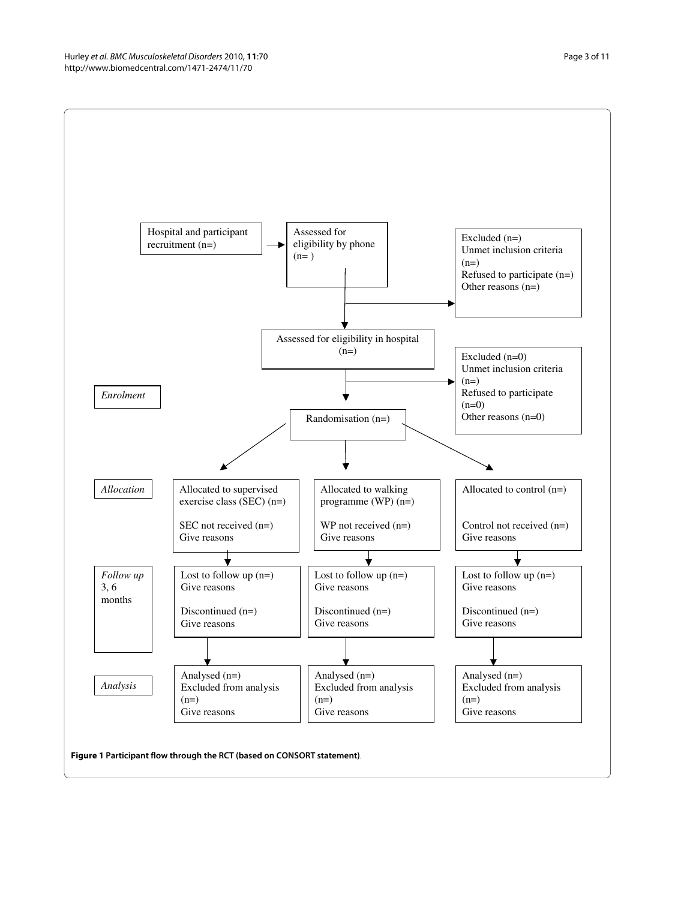Hospital and participant recruitment (n=)

Assessed for eligibility by phone (n= )

Excluded (n=)
Unmet inclusion criteria (n=)
Refused to participate (n=)
Other reasons (n=)

Assessed for eligibility in hospital (n=)

Excluded (n=0)
Unmet inclusion criteria (n=)
Refused to participate (n=0)
Other reasons (n=0)

*Enrolment*

Randomisation (n=)

*Allocation*

| Allocated to supervised exercise class (SEC) (n=) | Allocated to walking programme (WP) (n=) | Allocated to control (n=) |
| --- | --- | --- |
| SEC not received (n=) Give reasons | WP not received (n=) Give reasons | Control not received (n=) Give reasons |

*Follow up* 3, 6 months

| Lost to follow up (n=) Give reasons | Lost to follow up (n=) Give reasons | Lost to follow up (n=) Give reasons |
| --- | --- | --- |
| Discontinued (n=) Give reasons | Discontinued (n=) Give reasons | Discontinued (n=) Give reasons |

*Analysis*

| Analysed (n=) | Analysed (n=) | Analysed (n=) |
| --- | --- | --- |
| Excluded from analysis (n=) Give reasons | Excluded from analysis (n=) Give reasons | Excluded from analysis (n=) Give reasons |

**Figure 1 Participant flow through the RCT (based on CONSORT statement)**.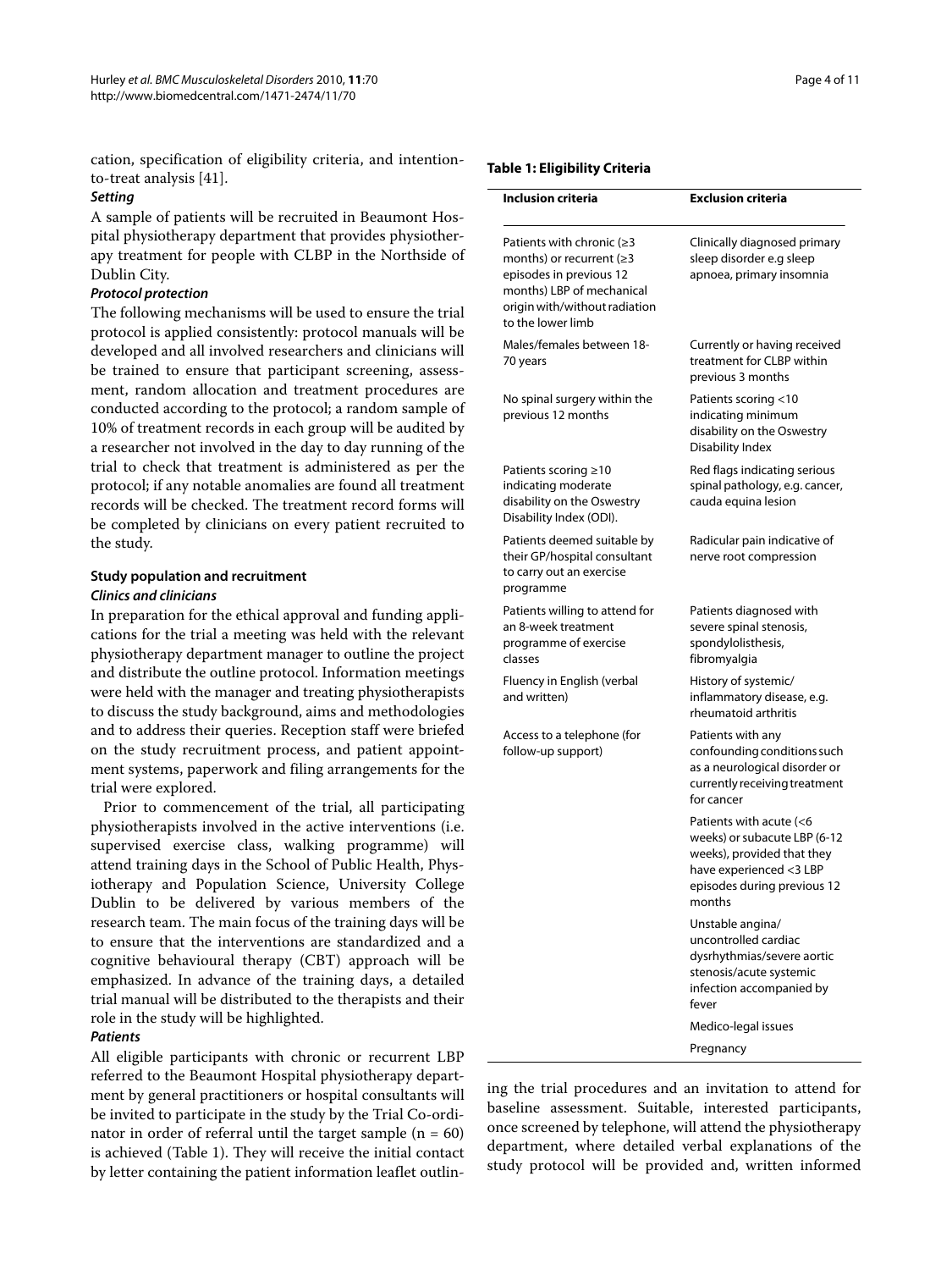cation, specification of eligibility criteria, and intention-to-treat analysis [41].

### *Setting*

A sample of patients will be recruited in Beaumont Hospital physiotherapy department that provides physiotherapy treatment for people with CLBP in the Northside of Dublin City.

### *Protocol protection*

The following mechanisms will be used to ensure the trial protocol is applied consistently: protocol manuals will be developed and all involved researchers and clinicians will be trained to ensure that participant screening, assessment, random allocation and treatment procedures are conducted according to the protocol; a random sample of 10% of treatment records in each group will be audited by a researcher not involved in the day to day running of the trial to check that treatment is administered as per the protocol; if any notable anomalies are found all treatment records will be checked. The treatment record forms will be completed by clinicians on every patient recruited to the study.

## Study population and recruitment

### *Clinics and clinicians*

In preparation for the ethical approval and funding applications for the trial a meeting was held with the relevant physiotherapy department manager to outline the project and distribute the outline protocol. Information meetings were held with the manager and treating physiotherapists to discuss the study background, aims and methodologies and to address their queries. Reception staff were briefed on the study recruitment process, and patient appointment systems, paperwork and filing arrangements for the trial were explored.

Prior to commencement of the trial, all participating physiotherapists involved in the active interventions (i.e. supervised exercise class, walking programme) will attend training days in the School of Public Health, Physiotherapy and Population Science, University College Dublin to be delivered by various members of the research team. The main focus of the training days will be to ensure that the interventions are standardized and a cognitive behavioural therapy (CBT) approach will be emphasized. In advance of the training days, a detailed trial manual will be distributed to the therapists and their role in the study will be highlighted.

### *Patients*

All eligible participants with chronic or recurrent LBP referred to the Beaumont Hospital physiotherapy department by general practitioners or hospital consultants will be invited to participate in the study by the Trial Co-ordinator in order of referral until the target sample (n = 60) is achieved (Table 1). They will receive the initial contact by letter containing the patient information leaflet outlining the trial procedures and an invitation to attend for baseline assessment. Suitable, interested participants, once screened by telephone, will attend the physiotherapy department, where detailed verbal explanations of the study protocol will be provided and, written informed

**Table 1: Eligibility Criteria**

| Inclusion criteria | Exclusion criteria |
|---|---|
| Patients with chronic (≥3 months) or recurrent (≥3 episodes in previous 12 months) LBP of mechanical origin with/without radiation to the lower limb | Clinically diagnosed primary sleep disorder e.g sleep apnoea, primary insomnia |
| Males/females between 18-70 years | Currently or having received treatment for CLBP within previous 3 months |
| No spinal surgery within the previous 12 months | Patients scoring <10 indicating minimum disability on the Oswestry Disability Index |
| Patients scoring ≥10 indicating moderate disability on the Oswestry Disability Index (ODI). | Red flags indicating serious spinal pathology, e.g. cancer, cauda equina lesion |
| Patients deemed suitable by their GP/hospital consultant to carry out an exercise programme | Radicular pain indicative of nerve root compression |
| Patients willing to attend for an 8-week treatment programme of exercise classes | Patients diagnosed with severe spinal stenosis, spondylolisthesis, fibromyalgia |
| Fluency in English (verbal and written) | History of systemic/inflammatory disease, e.g. rheumatoid arthritis |
| Access to a telephone (for follow-up support) | Patients with any confounding conditions such as a neurological disorder or currently receiving treatment for cancer |
| | Patients with acute (<6 weeks) or subacute LBP (6-12 weeks), provided that they have experienced <3 LBP episodes during previous 12 months |
| | Unstable angina/uncontrolled cardiac dysrhythmias/severe aortic stenosis/acute systemic infection accompanied by fever |
| | Medico-legal issues |
| | Pregnancy |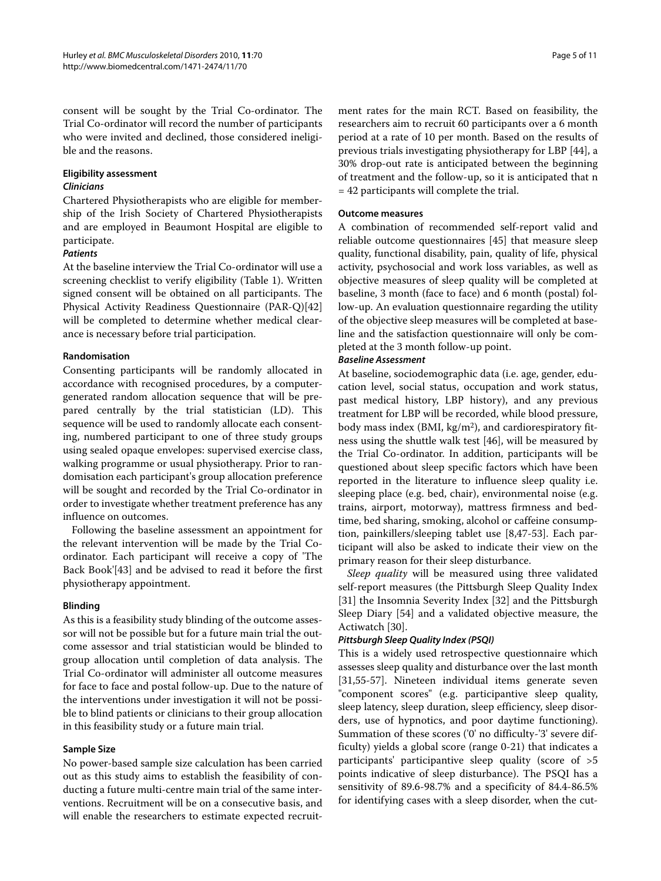consent will be sought by the Trial Co-ordinator. The Trial Co-ordinator will record the number of participants who were invited and declined, those considered ineligible and the reasons.

### Eligibility assessment

#### *Clinicians*

Chartered Physiotherapists who are eligible for membership of the Irish Society of Chartered Physiotherapists and are employed in Beaumont Hospital are eligible to participate.

#### *Patients*

At the baseline interview the Trial Co-ordinator will use a screening checklist to verify eligibility (Table 1). Written signed consent will be obtained on all participants. The Physical Activity Readiness Questionnaire (PAR-Q)[42] will be completed to determine whether medical clearance is necessary before trial participation.

### Randomisation

Consenting participants will be randomly allocated in accordance with recognised procedures, by a computer-generated random allocation sequence that will be prepared centrally by the trial statistician (LD). This sequence will be used to randomly allocate each consenting, numbered participant to one of three study groups using sealed opaque envelopes: supervised exercise class, walking programme or usual physiotherapy. Prior to randomisation each participant's group allocation preference will be sought and recorded by the Trial Co-ordinator in order to investigate whether treatment preference has any influence on outcomes.

Following the baseline assessment an appointment for the relevant intervention will be made by the Trial Co-ordinator. Each participant will receive a copy of 'The Back Book'[43] and be advised to read it before the first physiotherapy appointment.

### Blinding

As this is a feasibility study blinding of the outcome assessor will not be possible but for a future main trial the outcome assessor and trial statistician would be blinded to group allocation until completion of data analysis. The Trial Co-ordinator will administer all outcome measures for face to face and postal follow-up. Due to the nature of the interventions under investigation it will not be possible to blind patients or clinicians to their group allocation in this feasibility study or a future main trial.

### Sample Size

No power-based sample size calculation has been carried out as this study aims to establish the feasibility of conducting a future multi-centre main trial of the same interventions. Recruitment will be on a consecutive basis, and will enable the researchers to estimate expected recruitment rates for the main RCT. Based on feasibility, the researchers aim to recruit 60 participants over a 6 month period at a rate of 10 per month. Based on the results of previous trials investigating physiotherapy for LBP [44], a 30% drop-out rate is anticipated between the beginning of treatment and the follow-up, so it is anticipated that n = 42 participants will complete the trial.

### Outcome measures

A combination of recommended self-report valid and reliable outcome questionnaires [45] that measure sleep quality, functional disability, pain, quality of life, physical activity, psychosocial and work loss variables, as well as objective measures of sleep quality will be completed at baseline, 3 month (face to face) and 6 month (postal) follow-up. An evaluation questionnaire regarding the utility of the objective sleep measures will be completed at baseline and the satisfaction questionnaire will only be completed at the 3 month follow-up point.

#### *Baseline Assessment*

At baseline, sociodemographic data (i.e. age, gender, education level, social status, occupation and work status, past medical history, LBP history), and any previous treatment for LBP will be recorded, while blood pressure, body mass index (BMI, kg/m$^2$), and cardiorespiratory fitness using the shuttle walk test [46], will be measured by the Trial Co-ordinator. In addition, participants will be questioned about sleep specific factors which have been reported in the literature to influence sleep quality i.e. sleeping place (e.g. bed, chair), environmental noise (e.g. trains, airport, motorway), mattress firmness and bedtime, bed sharing, smoking, alcohol or caffeine consumption, painkillers/sleeping tablet use [8,47-53]. Each participant will also be asked to indicate their view on the primary reason for their sleep disturbance.

*Sleep quality* will be measured using three validated self-report measures (the Pittsburgh Sleep Quality Index [31] the Insomnia Severity Index [32] and the Pittsburgh Sleep Diary [54] and a validated objective measure, the Actiwatch [30].

#### *Pittsburgh Sleep Quality Index (PSQI)*

This is a widely used retrospective questionnaire which assesses sleep quality and disturbance over the last month [31,55-57]. Nineteen individual items generate seven "component scores" (e.g. participantive sleep quality, sleep latency, sleep duration, sleep efficiency, sleep disorders, use of hypnotics, and poor daytime functioning). Summation of these scores ('0' no difficulty-'3' severe difficulty) yields a global score (range 0-21) that indicates a participants' participantive sleep quality (score of >5 points indicative of sleep disturbance). The PSQI has a sensitivity of 89.6-98.7% and a specificity of 84.4-86.5% for identifying cases with a sleep disorder, when the cut-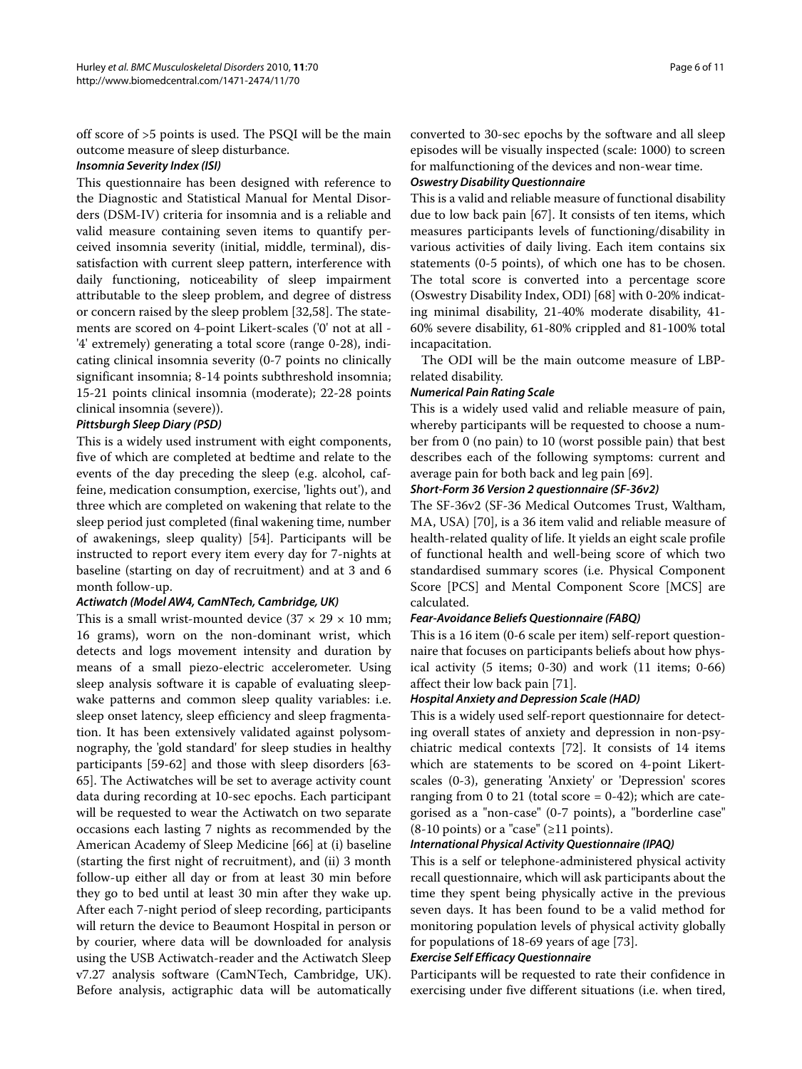off score of >5 points is used. The PSQI will be the main outcome measure of sleep disturbance.

#### *Insomnia Severity Index (ISI)*

This questionnaire has been designed with reference to the Diagnostic and Statistical Manual for Mental Disorders (DSM-IV) criteria for insomnia and is a reliable and valid measure containing seven items to quantify perceived insomnia severity (initial, middle, terminal), dissatisfaction with current sleep pattern, interference with daily functioning, noticeability of sleep impairment attributable to the sleep problem, and degree of distress or concern raised by the sleep problem [32,58]. The statements are scored on 4-point Likert-scales ('0' not at all - '4' extremely) generating a total score (range 0-28), indicating clinical insomnia severity (0-7 points no clinically significant insomnia; 8-14 points subthreshold insomnia; 15-21 points clinical insomnia (moderate); 22-28 points clinical insomnia (severe)).

#### *Pittsburgh Sleep Diary (PSD)*

This is a widely used instrument with eight components, five of which are completed at bedtime and relate to the events of the day preceding the sleep (e.g. alcohol, caffeine, medication consumption, exercise, 'lights out'), and three which are completed on wakening that relate to the sleep period just completed (final wakening time, number of awakenings, sleep quality) [54]. Participants will be instructed to report every item every day for 7-nights at baseline (starting on day of recruitment) and at 3 and 6 month follow-up.

#### *Actiwatch (Model AW4, CamNTech, Cambridge, UK)*

This is a small wrist-mounted device (37 × 29 × 10 mm; 16 grams), worn on the non-dominant wrist, which detects and logs movement intensity and duration by means of a small piezo-electric accelerometer. Using sleep analysis software it is capable of evaluating sleep-wake patterns and common sleep quality variables: i.e. sleep onset latency, sleep efficiency and sleep fragmentation. It has been extensively validated against polysomnography, the 'gold standard' for sleep studies in healthy participants [59-62] and those with sleep disorders [63-65]. The Actiwatches will be set to average activity count data during recording at 10-sec epochs. Each participant will be requested to wear the Actiwatch on two separate occasions each lasting 7 nights as recommended by the American Academy of Sleep Medicine [66] at (i) baseline (starting the first night of recruitment), and (ii) 3 month follow-up either all day or from at least 30 min before they go to bed until at least 30 min after they wake up. After each 7-night period of sleep recording, participants will return the device to Beaumont Hospital in person or by courier, where data will be downloaded for analysis using the USB Actiwatch-reader and the Actiwatch Sleep v7.27 analysis software (CamNTech, Cambridge, UK). Before analysis, actigraphic data will be automatically converted to 30-sec epochs by the software and all sleep episodes will be visually inspected (scale: 1000) to screen for malfunctioning of the devices and non-wear time.

#### *Oswestry Disability Questionnaire*

This is a valid and reliable measure of functional disability due to low back pain [67]. It consists of ten items, which measures participants levels of functioning/disability in various activities of daily living. Each item contains six statements (0-5 points), of which one has to be chosen. The total score is converted into a percentage score (Oswestry Disability Index, ODI) [68] with 0-20% indicating minimal disability, 21-40% moderate disability, 41-60% severe disability, 61-80% crippled and 81-100% total incapacitation.

The ODI will be the main outcome measure of LBP-related disability.

#### *Numerical Pain Rating Scale*

This is a widely used valid and reliable measure of pain, whereby participants will be requested to choose a number from 0 (no pain) to 10 (worst possible pain) that best describes each of the following symptoms: current and average pain for both back and leg pain [69].

#### *Short-Form 36 Version 2 questionnaire (SF-36v2)*

The SF-36v2 (SF-36 Medical Outcomes Trust, Waltham, MA, USA) [70], is a 36 item valid and reliable measure of health-related quality of life. It yields an eight scale profile of functional health and well-being score of which two standardised summary scores (i.e. Physical Component Score [PCS] and Mental Component Score [MCS] are calculated.

#### *Fear-Avoidance Beliefs Questionnaire (FABQ)*

This is a 16 item (0-6 scale per item) self-report questionnaire that focuses on participants beliefs about how physical activity (5 items; 0-30) and work (11 items; 0-66) affect their low back pain [71].

#### *Hospital Anxiety and Depression Scale (HAD)*

This is a widely used self-report questionnaire for detecting overall states of anxiety and depression in non-psychiatric medical contexts [72]. It consists of 14 items which are statements to be scored on 4-point Likert-scales (0-3), generating 'Anxiety' or 'Depression' scores ranging from 0 to 21 (total score = 0-42); which are categorised as a "non-case" (0-7 points), a "borderline case" (8-10 points) or a "case" (≥11 points).

#### *International Physical Activity Questionnaire (IPAQ)*

This is a self or telephone-administered physical activity recall questionnaire, which will ask participants about the time they spent being physically active in the previous seven days. It has been found to be a valid method for monitoring population levels of physical activity globally for populations of 18-69 years of age [73].

#### *Exercise Self Efficacy Questionnaire*

Participants will be requested to rate their confidence in exercising under five different situations (i.e. when tired,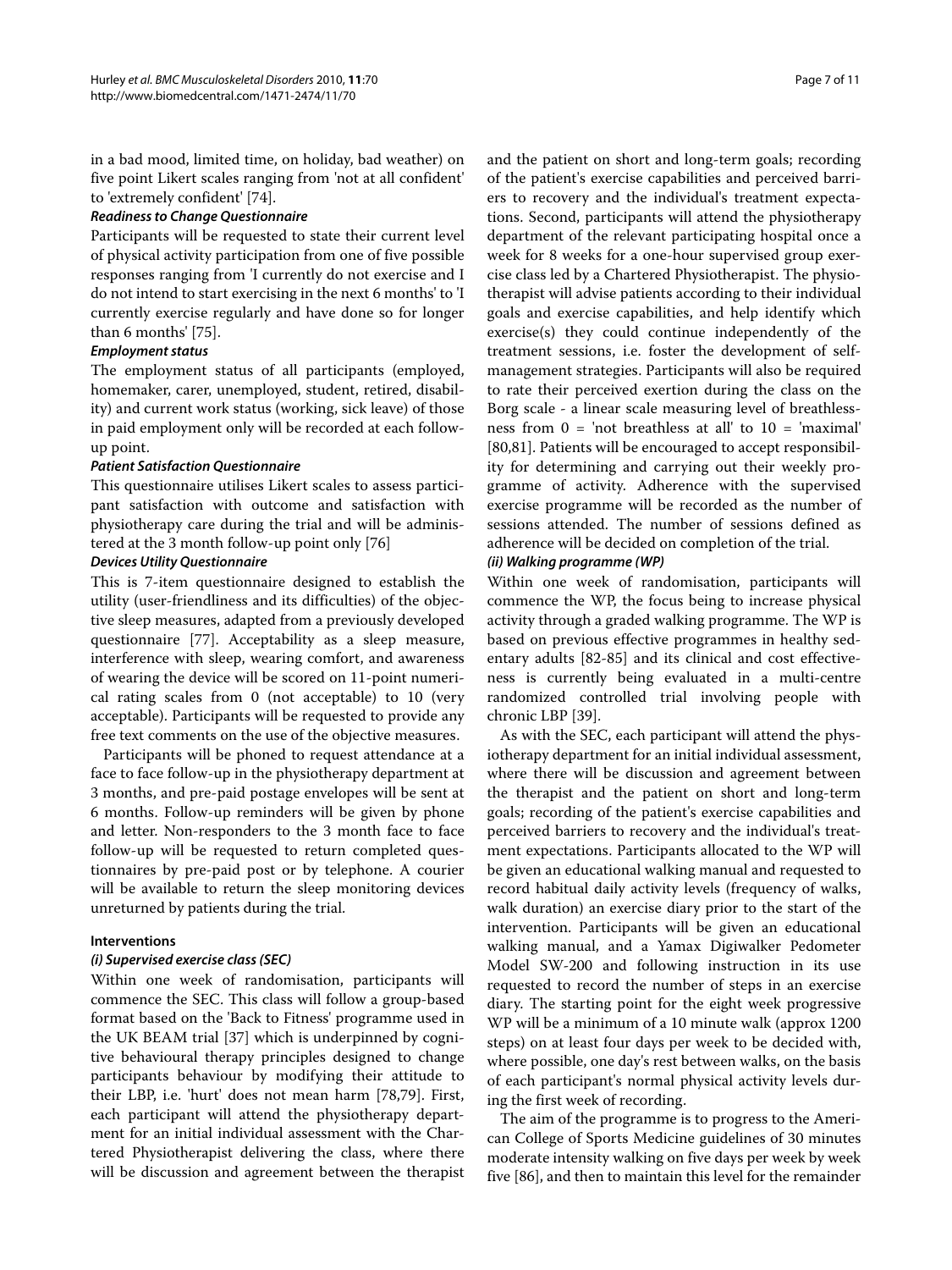in a bad mood, limited time, on holiday, bad weather) on five point Likert scales ranging from 'not at all confident' to 'extremely confident' [74].

#### *Readiness to Change Questionnaire*

Participants will be requested to state their current level of physical activity participation from one of five possible responses ranging from 'I currently do not exercise and I do not intend to start exercising in the next 6 months' to 'I currently exercise regularly and have done so for longer than 6 months' [75].

#### *Employment status*

The employment status of all participants (employed, homemaker, carer, unemployed, student, retired, disability) and current work status (working, sick leave) of those in paid employment only will be recorded at each follow-up point.

#### *Patient Satisfaction Questionnaire*

This questionnaire utilises Likert scales to assess participant satisfaction with outcome and satisfaction with physiotherapy care during the trial and will be administered at the 3 month follow-up point only [76]

#### *Devices Utility Questionnaire*

This is 7-item questionnaire designed to establish the utility (user-friendliness and its difficulties) of the objective sleep measures, adapted from a previously developed questionnaire [77]. Acceptability as a sleep measure, interference with sleep, wearing comfort, and awareness of wearing the device will be scored on 11-point numerical rating scales from 0 (not acceptable) to 10 (very acceptable). Participants will be requested to provide any free text comments on the use of the objective measures.

Participants will be phoned to request attendance at a face to face follow-up in the physiotherapy department at 3 months, and pre-paid postage envelopes will be sent at 6 months. Follow-up reminders will be given by phone and letter. Non-responders to the 3 month face to face follow-up will be requested to return completed questionnaires by pre-paid post or by telephone. A courier will be available to return the sleep monitoring devices unreturned by patients during the trial.

### Interventions

#### *(i) Supervised exercise class (SEC)*

Within one week of randomisation, participants will commence the SEC. This class will follow a group-based format based on the 'Back to Fitness' programme used in the UK BEAM trial [37] which is underpinned by cognitive behavioural therapy principles designed to change participants behaviour by modifying their attitude to their LBP, i.e. 'hurt' does not mean harm [78,79]. First, each participant will attend the physiotherapy department for an initial individual assessment with the Chartered Physiotherapist delivering the class, where there will be discussion and agreement between the therapist and the patient on short and long-term goals; recording of the patient's exercise capabilities and perceived barriers to recovery and the individual's treatment expectations. Second, participants will attend the physiotherapy department of the relevant participating hospital once a week for 8 weeks for a one-hour supervised group exercise class led by a Chartered Physiotherapist. The physiotherapist will advise patients according to their individual goals and exercise capabilities, and help identify which exercise(s) they could continue independently of the treatment sessions, i.e. foster the development of self-management strategies. Participants will also be required to rate their perceived exertion during the class on the Borg scale - a linear scale measuring level of breathlessness from 0 = 'not breathless at all' to 10 = 'maximal' [80,81]. Patients will be encouraged to accept responsibility for determining and carrying out their weekly programme of activity. Adherence with the supervised exercise programme will be recorded as the number of sessions attended. The number of sessions defined as adherence will be decided on completion of the trial.

#### *(ii) Walking programme (WP)*

Within one week of randomisation, participants will commence the WP, the focus being to increase physical activity through a graded walking programme. The WP is based on previous effective programmes in healthy sedentary adults [82-85] and its clinical and cost effectiveness is currently being evaluated in a multi-centre randomized controlled trial involving people with chronic LBP [39].

As with the SEC, each participant will attend the physiotherapy department for an initial individual assessment, where there will be discussion and agreement between the therapist and the patient on short and long-term goals; recording of the patient's exercise capabilities and perceived barriers to recovery and the individual's treatment expectations. Participants allocated to the WP will be given an educational walking manual and requested to record habitual daily activity levels (frequency of walks, walk duration) an exercise diary prior to the start of the intervention. Participants will be given an educational walking manual, and a Yamax Digiwalker Pedometer Model SW-200 and following instruction in its use requested to record the number of steps in an exercise diary. The starting point for the eight week progressive WP will be a minimum of a 10 minute walk (approx 1200 steps) on at least four days per week to be decided with, where possible, one day's rest between walks, on the basis of each participant's normal physical activity levels during the first week of recording.

The aim of the programme is to progress to the American College of Sports Medicine guidelines of 30 minutes moderate intensity walking on five days per week by week five [86], and then to maintain this level for the remainder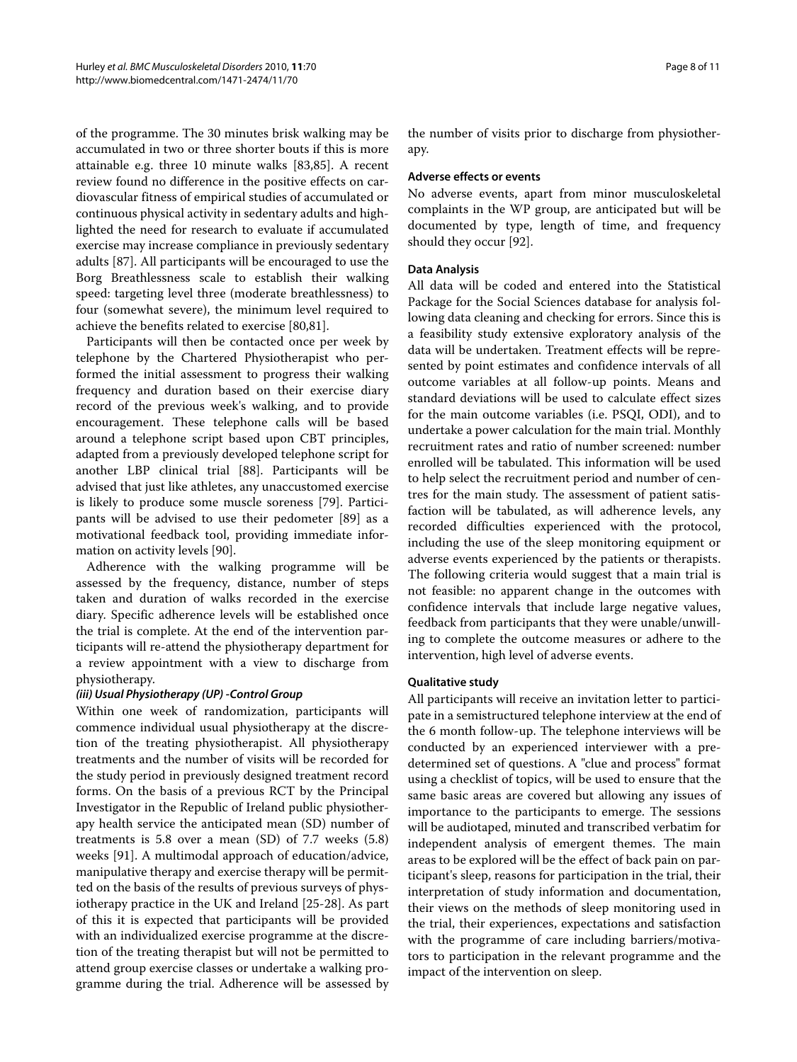of the programme. The 30 minutes brisk walking may be accumulated in two or three shorter bouts if this is more attainable e.g. three 10 minute walks [83,85]. A recent review found no difference in the positive effects on cardiovascular fitness of empirical studies of accumulated or continuous physical activity in sedentary adults and highlighted the need for research to evaluate if accumulated exercise may increase compliance in previously sedentary adults [87]. All participants will be encouraged to use the Borg Breathlessness scale to establish their walking speed: targeting level three (moderate breathlessness) to four (somewhat severe), the minimum level required to achieve the benefits related to exercise [80,81].

Participants will then be contacted once per week by telephone by the Chartered Physiotherapist who performed the initial assessment to progress their walking frequency and duration based on their exercise diary record of the previous week's walking, and to provide encouragement. These telephone calls will be based around a telephone script based upon CBT principles, adapted from a previously developed telephone script for another LBP clinical trial [88]. Participants will be advised that just like athletes, any unaccustomed exercise is likely to produce some muscle soreness [79]. Participants will be advised to use their pedometer [89] as a motivational feedback tool, providing immediate information on activity levels [90].

Adherence with the walking programme will be assessed by the frequency, distance, number of steps taken and duration of walks recorded in the exercise diary. Specific adherence levels will be established once the trial is complete. At the end of the intervention participants will re-attend the physiotherapy department for a review appointment with a view to discharge from physiotherapy.

#### *(iii) Usual Physiotherapy (UP) -Control Group*

Within one week of randomization, participants will commence individual usual physiotherapy at the discretion of the treating physiotherapist. All physiotherapy treatments and the number of visits will be recorded for the study period in previously designed treatment record forms. On the basis of a previous RCT by the Principal Investigator in the Republic of Ireland public physiotherapy health service the anticipated mean (SD) number of treatments is 5.8 over a mean (SD) of 7.7 weeks (5.8) weeks [91]. A multimodal approach of education/advice, manipulative therapy and exercise therapy will be permitted on the basis of the results of previous surveys of physiotherapy practice in the UK and Ireland [25-28]. As part of this it is expected that participants will be provided with an individualized exercise programme at the discretion of the treating therapist but will not be permitted to attend group exercise classes or undertake a walking programme during the trial. Adherence will be assessed by the number of visits prior to discharge from physiotherapy.

### Adverse effects or events

No adverse events, apart from minor musculoskeletal complaints in the WP group, are anticipated but will be documented by type, length of time, and frequency should they occur [92].

### Data Analysis

All data will be coded and entered into the Statistical Package for the Social Sciences database for analysis following data cleaning and checking for errors. Since this is a feasibility study extensive exploratory analysis of the data will be undertaken. Treatment effects will be represented by point estimates and confidence intervals of all outcome variables at all follow-up points. Means and standard deviations will be used to calculate effect sizes for the main outcome variables (i.e. PSQI, ODI), and to undertake a power calculation for the main trial. Monthly recruitment rates and ratio of number screened: number enrolled will be tabulated. This information will be used to help select the recruitment period and number of centres for the main study. The assessment of patient satisfaction will be tabulated, as will adherence levels, any recorded difficulties experienced with the protocol, including the use of the sleep monitoring equipment or adverse events experienced by the patients or therapists. The following criteria would suggest that a main trial is not feasible: no apparent change in the outcomes with confidence intervals that include large negative values, feedback from participants that they were unable/unwilling to complete the outcome measures or adhere to the intervention, high level of adverse events.

### Qualitative study

All participants will receive an invitation letter to participate in a semistructured telephone interview at the end of the 6 month follow-up. The telephone interviews will be conducted by an experienced interviewer with a predetermined set of questions. A "clue and process" format using a checklist of topics, will be used to ensure that the same basic areas are covered but allowing any issues of importance to the participants to emerge. The sessions will be audiotaped, minuted and transcribed verbatim for independent analysis of emergent themes. The main areas to be explored will be the effect of back pain on participant's sleep, reasons for participation in the trial, their interpretation of study information and documentation, their views on the methods of sleep monitoring used in the trial, their experiences, expectations and satisfaction with the programme of care including barriers/motivators to participation in the relevant programme and the impact of the intervention on sleep.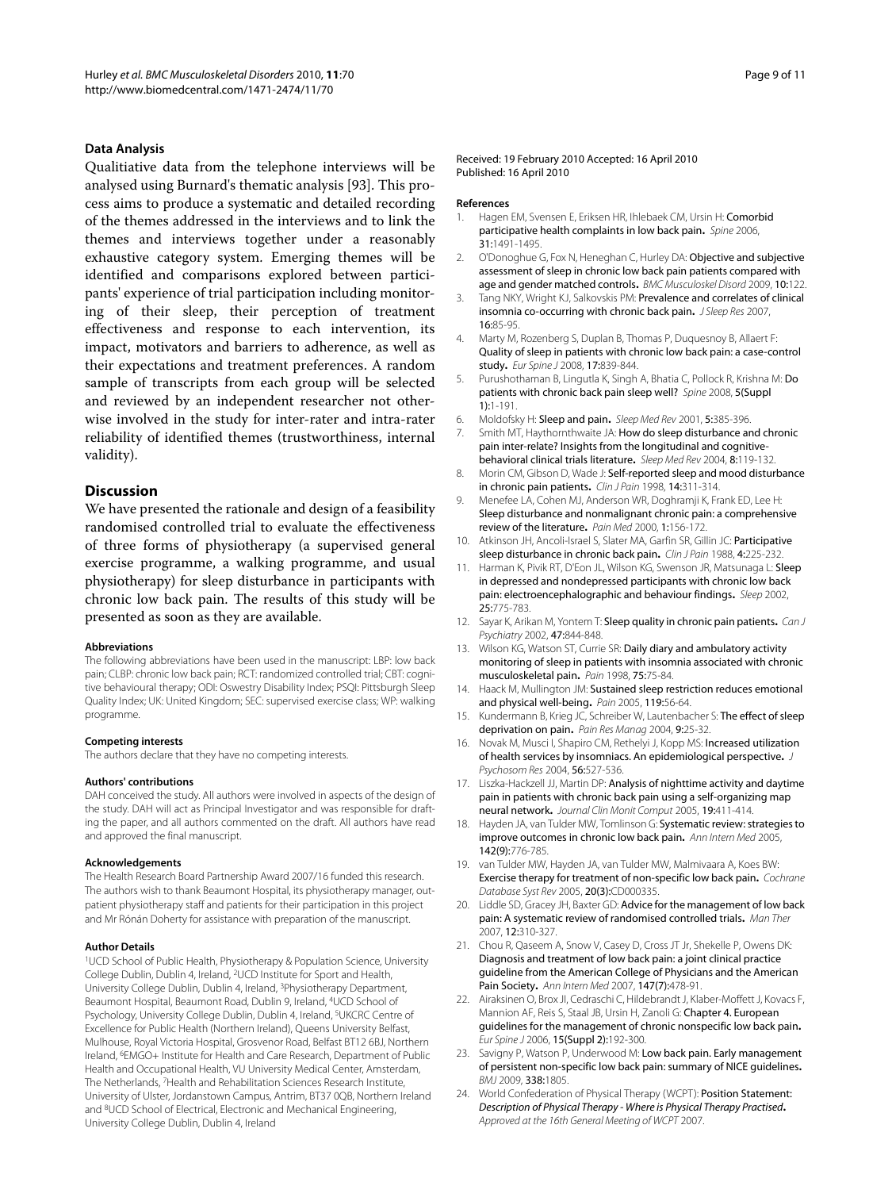### Data Analysis

Qualitiative data from the telephone interviews will be analysed using Burnard's thematic analysis [93]. This process aims to produce a systematic and detailed recording of the themes addressed in the interviews and to link the themes and interviews together under a reasonably exhaustive category system. Emerging themes will be identified and comparisons explored between participants' experience of trial participation including monitoring of their sleep, their perception of treatment effectiveness and response to each intervention, its impact, motivators and barriers to adherence, as well as their expectations and treatment preferences. A random sample of transcripts from each group will be selected and reviewed by an independent researcher not otherwise involved in the study for inter-rater and intra-rater reliability of identified themes (trustworthiness, internal validity).

## Discussion

We have presented the rationale and design of a feasibility randomised controlled trial to evaluate the effectiveness of three forms of physiotherapy (a supervised general exercise programme, a walking programme, and usual physiotherapy) for sleep disturbance in participants with chronic low back pain. The results of this study will be presented as soon as they are available.

#### Abbreviations

The following abbreviations have been used in the manuscript: LBP: low back pain; CLBP: chronic low back pain; RCT: randomized controlled trial; CBT: cognitive behavioural therapy; ODI: Oswestry Disability Index; PSQI: Pittsburgh Sleep Quality Index; UK: United Kingdom; SEC: supervised exercise class; WP: walking programme.

#### Competing interests

The authors declare that they have no competing interests.

#### Authors' contributions

DAH conceived the study. All authors were involved in aspects of the design of the study. DAH will act as Principal Investigator and was responsible for drafting the paper, and all authors commented on the draft. All authors have read and approved the final manuscript.

#### Acknowledgements

The Health Research Board Partnership Award 2007/16 funded this research. The authors wish to thank Beaumont Hospital, its physiotherapy manager, outpatient physiotherapy staff and patients for their participation in this project and Mr Rónán Doherty for assistance with preparation of the manuscript.

#### Author Details

[1]UCD School of Public Health, Physiotherapy & Population Science, University College Dublin, Dublin 4, Ireland, [2]UCD Institute for Sport and Health, University College Dublin, Dublin 4, Ireland, [3]Physiotherapy Department, Beaumont Hospital, Beaumont Road, Dublin 9, Ireland, [4]UCD School of Psychology, University College Dublin, Dublin 4, Ireland, [5]UKCRC Centre of Excellence for Public Health (Northern Ireland), Queens University Belfast, Mulhouse, Royal Victoria Hospital, Grosvenor Road, Belfast BT12 6BJ, Northern Ireland, [6]EMGO+ Institute for Health and Care Research, Department of Public Health and Occupational Health, VU University Medical Center, Amsterdam, The Netherlands, [7]Health and Rehabilitation Sciences Research Institute, University of Ulster, Jordanstown Campus, Antrim, BT37 0QB, Northern Ireland and [8]UCD School of Electrical, Electronic and Mechanical Engineering, University College Dublin, Dublin 4, Ireland

Received: 19 February 2010 Accepted: 16 April 2010
Published: 16 April 2010

#### References

1. Hagen EM, Svensen E, Eriksen HR, Ihlebaek CM, Ursin H: **Comorbid participative health complaints in low back pain.** *Spine* 2006, **31:**1491-1495.
2. O'Donoghue G, Fox N, Heneghan C, Hurley DA: **Objective and subjective assessment of sleep in chronic low back pain patients compared with age and gender matched controls.** *BMC Musculoskel Disord* 2009, **10:**122.
3. Tang NKY, Wright KJ, Salkovskis PM: **Prevalence and correlates of clinical insomnia co-occurring with chronic back pain.** *J Sleep Res* 2007, **16:**85-95.
4. Marty M, Rozenberg S, Duplan B, Thomas P, Duquesnoy B, Allaert F: **Quality of sleep in patients with chronic low back pain: a case-control study.** *Eur Spine J* 2008, **17:**839-844.
5. Purushothaman B, Lingutla K, Singh A, Bhatia C, Pollock R, Krishna M: **Do patients with chronic back pain sleep well?** *Spine* 2008, **5(Suppl 1):**1-191.
6. Moldofsky H: **Sleep and pain.** *Sleep Med Rev* 2001, **5:**385-396.
7. Smith MT, Haythornthwaite JA: **How do sleep disturbance and chronic pain inter-relate? Insights from the longitudinal and cognitive-behavioral clinical trials literature.** *Sleep Med Rev* 2004, **8:**119-132.
8. Morin CM, Gibson D, Wade J: **Self-reported sleep and mood disturbance in chronic pain patients.** *Clin J Pain* 1998, **14:**311-314.
9. Menefee LA, Cohen MJ, Anderson WR, Doghramji K, Frank ED, Lee H: **Sleep disturbance and nonmalignant chronic pain: a comprehensive review of the literature.** *Pain Med* 2000, **1:**156-172.
10. Atkinson JH, Ancoli-Israel S, Slater MA, Garfin SR, Gillin JC: **Participative sleep disturbance in chronic back pain.** *Clin J Pain* 1988, **4:**225-232.
11. Harman K, Pivik RT, D'Eon JL, Wilson KG, Swenson JR, Matsunaga L: **Sleep in depressed and nondepressed participants with chronic low back pain: electroencephalographic and behaviour findings.** *Sleep* 2002, **25:**775-783.
12. Sayar K, Arikan M, Yontem T: **Sleep quality in chronic pain patients.** *Can J Psychiatry* 2002, **47:**844-848.
13. Wilson KG, Watson ST, Currie SR: **Daily diary and ambulatory activity monitoring of sleep in patients with insomnia associated with chronic musculoskeletal pain.** *Pain* 1998, **75:**75-84.
14. Haack M, Mullington JM: **Sustained sleep restriction reduces emotional and physical well-being.** *Pain* 2005, **119:**56-64.
15. Kundermann B, Krieg JC, Schreiber W, Lautenbacher S: **The effect of sleep deprivation on pain.** *Pain Res Manag* 2004, **9:**25-32.
16. Novak M, Musci I, Shapiro CM, Rethelyi J, Kopp MS: **Increased utilization of health services by insomniacs. An epidemiological perspective.** *J Psychosom Res* 2004, **56:**527-536.
17. Liszka-Hackzell JJ, Martin DP: **Analysis of nighttime activity and daytime pain in patients with chronic back pain using a self-organizing map neural network.** *Journal Clin Monit Comput* 2005, **19:**411-414.
18. Hayden JA, van Tulder MW, Tomlinson G: **Systematic review: strategies to improve outcomes in chronic low back pain.** *Ann Intern Med* 2005, **142(9):**776-785.
19. van Tulder MW, Hayden JA, van Tulder MW, Malmivaara A, Koes BW: **Exercise therapy for treatment of non-specific low back pain.** *Cochrane Database Syst Rev* 2005, **20(3):**CD000335.
20. Liddle SD, Gracey JH, Baxter GD: **Advice for the management of low back pain: A systematic review of randomised controlled trials.** *Man Ther* 2007, **12:**310-327.
21. Chou R, Qaseem A, Snow V, Casey D, Cross JT Jr, Shekelle P, Owens DK: **Diagnosis and treatment of low back pain: a joint clinical practice guideline from the American College of Physicians and the American Pain Society.** *Ann Intern Med* 2007, **147(7):**478-91.
22. Airaksinen O, Brox JI, Cedraschi C, Hildebrandt J, Klaber-Moffett J, Kovacs F, Mannion AF, Reis S, Staal JB, Ursin H, Zanoli G: **Chapter 4. European guidelines for the management of chronic nonspecific low back pain.** *Eur Spine J* 2006, **15(Suppl 2):**192-300.
23. Savigny P, Watson P, Underwood M: **Low back pain. Early management of persistent non-specific low back pain: summary of NICE guidelines.** *BMJ* 2009, **338:**1805.
24. World Confederation of Physical Therapy (WCPT): **Position Statement: *Description of Physical Therapy - Where is Physical Therapy Practised*.** *Approved at the 16th General Meeting of WCPT* 2007.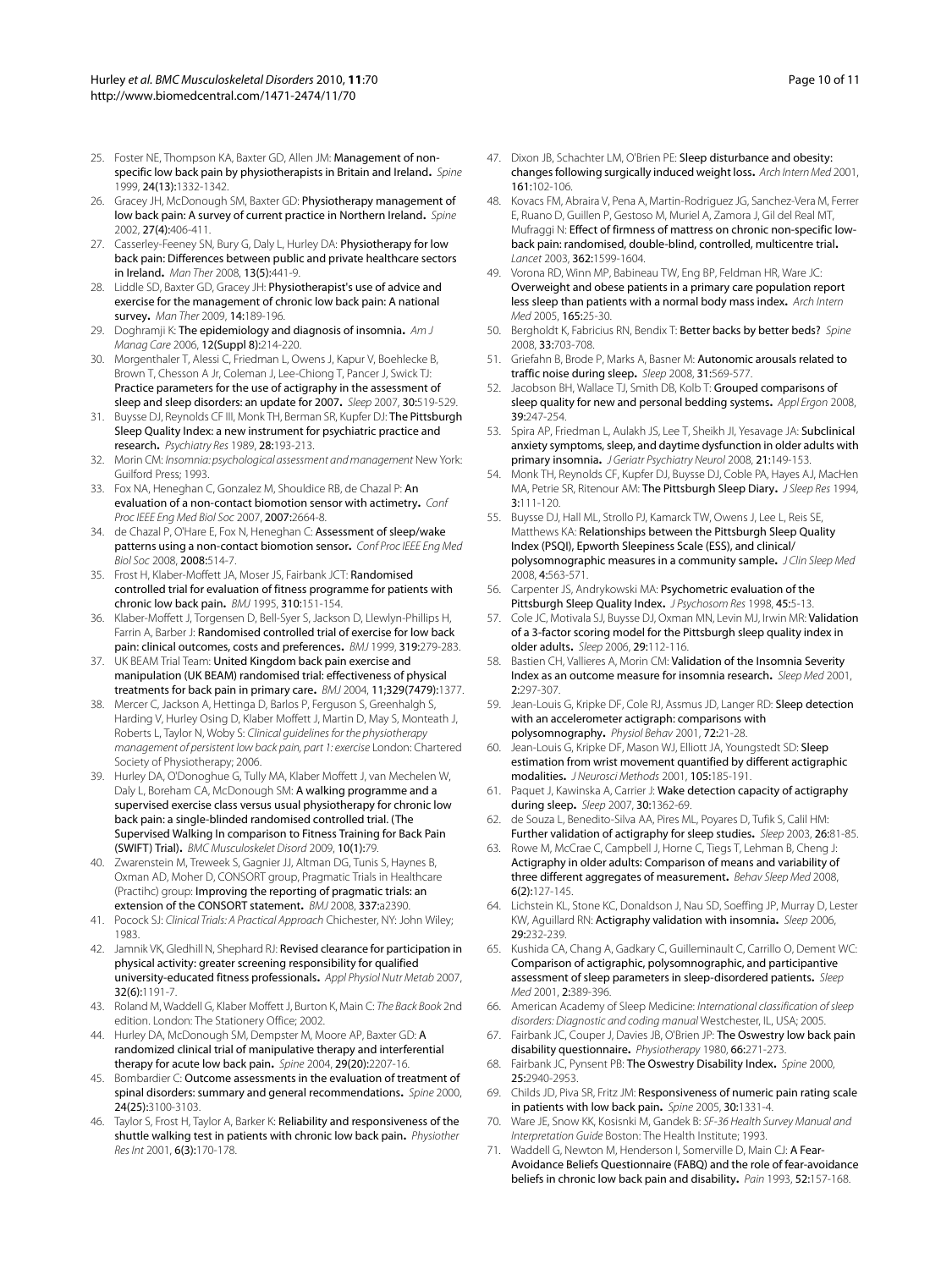25. Foster NE, Thompson KA, Baxter GD, Allen JM: **Management of non-specific low back pain by physiotherapists in Britain and Ireland.** *Spine* 1999, **24(13):**1332-1342.
26. Gracey JH, McDonough SM, Baxter GD: **Physiotherapy management of low back pain: A survey of current practice in Northern Ireland.** *Spine* 2002, **27(4):**406-411.
27. Casserley-Feeney SN, Bury G, Daly L, Hurley DA: **Physiotherapy for low back pain: Differences between public and private healthcare sectors in Ireland.** *Man Ther* 2008, **13(5):**441-9.
28. Liddle SD, Baxter GD, Gracey JH: **Physiotherapist's use of advice and exercise for the management of chronic low back pain: A national survey.** *Man Ther* 2009, **14:**189-196.
29. Doghramji K: **The epidemiology and diagnosis of insomnia.** *Am J Manag Care* 2006, **12(Suppl 8):**214-220.
30. Morgenthaler T, Alessi C, Friedman L, Owens J, Kapur V, Boehlecke B, Brown T, Chesson A Jr, Coleman J, Lee-Chiong T, Pancer J, Swick TJ: **Practice parameters for the use of actigraphy in the assessment of sleep and sleep disorders: an update for 2007.** *Sleep* 2007, **30:**519-529.
31. Buysse DJ, Reynolds CF III, Monk TH, Berman SR, Kupfer DJ: **The Pittsburgh Sleep Quality Index: a new instrument for psychiatric practice and research.** *Psychiatry Res* 1989, **28:**193-213.
32. Morin CM: *Insomnia: psychological assessment and management* New York: Guilford Press; 1993.
33. Fox NA, Heneghan C, Gonzalez M, Shouldice RB, de Chazal P: **An evaluation of a non-contact biomotion sensor with actimetry.** *Conf Proc IEEE Eng Med Biol Soc* 2007, **2007:**2664-8.
34. de Chazal P, O'Hare E, Fox N, Heneghan C: **Assessment of sleep/wake patterns using a non-contact biomotion sensor.** *Conf Proc IEEE Eng Med Biol Soc* 2008, **2008:**514-7.
35. Frost H, Klaber-Moffett JA, Moser JS, Fairbank JCT: **Randomised controlled trial for evaluation of fitness programme for patients with chronic low back pain.** *BMJ* 1995, **310:**151-154.
36. Klaber-Moffett J, Torgensen D, Bell-Syer S, Jackson D, Llewlyn-Phillips H, Farrin A, Barber J: **Randomised controlled trial of exercise for low back pain: clinical outcomes, costs and preferences.** *BMJ* 1999, **319:**279-283.
37. UK BEAM Trial Team: **United Kingdom back pain exercise and manipulation (UK BEAM) randomised trial: effectiveness of physical treatments for back pain in primary care.** *BMJ* 2004, **11;329(7479):**1377.
38. Mercer C, Jackson A, Hettinga D, Barlos P, Ferguson S, Greenhalgh S, Harding V, Hurley Osing D, Klaber Moffett J, Martin D, May S, Monteath J, Roberts L, Taylor N, Woby S: *Clinical guidelines for the physiotherapy management of persistent low back pain, part 1: exercise* London: Chartered Society of Physiotherapy; 2006.
39. Hurley DA, O'Donoghue G, Tully MA, Klaber Moffett J, van Mechelen W, Daly L, Boreham CA, McDonough SM: **A walking programme and a supervised exercise class versus usual physiotherapy for chronic low back pain: a single-blinded randomised controlled trial. (The Supervised Walking In comparison to Fitness Training for Back Pain (SWIFT) Trial).** *BMC Musculoskelet Disord* 2009, **10(1):**79.
40. Zwarenstein M, Treweek S, Gagnier JJ, Altman DG, Tunis S, Haynes B, Oxman AD, Moher D, CONSORT group, Pragmatic Trials in Healthcare (Practihc) group: **Improving the reporting of pragmatic trials: an extension of the CONSORT statement.** *BMJ* 2008, **337:**a2390.
41. Pocock SJ: *Clinical Trials: A Practical Approach* Chichester, NY: John Wiley; 1983.
42. Jamnik VK, Gledhill N, Shephard RJ: **Revised clearance for participation in physical activity: greater screening responsibility for qualified university-educated fitness professionals.** *Appl Physiol Nutr Metab* 2007, **32(6):**1191-7.
43. Roland M, Waddell G, Klaber Moffett J, Burton K, Main C: *The Back Book* 2nd edition. London: The Stationery Office; 2002.
44. Hurley DA, McDonough SM, Dempster M, Moore AP, Baxter GD: **A randomized clinical trial of manipulative therapy and interferential therapy for acute low back pain.** *Spine* 2004, **29(20):**2207-16.
45. Bombardier C: **Outcome assessments in the evaluation of treatment of spinal disorders: summary and general recommendations.** *Spine* 2000, **24(25):**3100-3103.
46. Taylor S, Frost H, Taylor A, Barker K: **Reliability and responsiveness of the shuttle walking test in patients with chronic low back pain.** *Physiother Res Int* 2001, **6(3):**170-178.
47. Dixon JB, Schachter LM, O'Brien PE: **Sleep disturbance and obesity: changes following surgically induced weight loss.** *Arch Intern Med* 2001, **161:**102-106.
48. Kovacs FM, Abraira V, Pena A, Martin-Rodriguez JG, Sanchez-Vera M, Ferrer E, Ruano D, Guillen P, Gestoso M, Muriel A, Zamora J, Gil del Real MT, Mufraggi N: **Effect of firmness of mattress on chronic non-specific low-back pain: randomised, double-blind, controlled, multicentre trial.** *Lancet* 2003, **362:**1599-1604.
49. Vorona RD, Winn MP, Babineau TW, Eng BP, Feldman HR, Ware JC: **Overweight and obese patients in a primary care population report less sleep than patients with a normal body mass index.** *Arch Intern Med* 2005, **165:**25-30.
50. Bergholdt K, Fabricius RN, Bendix T: **Better backs by better beds?** *Spine* 2008, **33:**703-708.
51. Griefahn B, Brode P, Marks A, Basner M: **Autonomic arousals related to traffic noise during sleep.** *Sleep* 2008, **31:**569-577.
52. Jacobson BH, Wallace TJ, Smith DB, Kolb T: **Grouped comparisons of sleep quality for new and personal bedding systems.** *Appl Ergon* 2008, **39:**247-254.
53. Spira AP, Friedman L, Aulakh JS, Lee T, Sheikh JI, Yesavage JA: **Subclinical anxiety symptoms, sleep, and daytime dysfunction in older adults with primary insomnia.** *J Geriatr Psychiatry Neurol* 2008, **21:**149-153.
54. Monk TH, Reynolds CF, Kupfer DJ, Buysse DJ, Coble PA, Hayes AJ, MacHen MA, Petrie SR, Ritenour AM: **The Pittsburgh Sleep Diary.** *J Sleep Res* 1994, **3:**111-120.
55. Buysse DJ, Hall ML, Strollo PJ, Kamarck TW, Owens J, Lee L, Reis SE, Matthews KA: **Relationships between the Pittsburgh Sleep Quality Index (PSQI), Epworth Sleepiness Scale (ESS), and clinical/polysomnographic measures in a community sample.** *J Clin Sleep Med* 2008, **4:**563-571.
56. Carpenter JS, Andrykowski MA: **Psychometric evaluation of the Pittsburgh Sleep Quality Index.** *J Psychosom Res* 1998, **45:**5-13.
57. Cole JC, Motivala SJ, Buysse DJ, Oxman MN, Levin MJ, Irwin MR: **Validation of a 3-factor scoring model for the Pittsburgh sleep quality index in older adults.** *Sleep* 2006, **29:**112-116.
58. Bastien CH, Vallieres A, Morin CM: **Validation of the Insomnia Severity Index as an outcome measure for insomnia research.** *Sleep Med* 2001, **2:**297-307.
59. Jean-Louis G, Kripke DF, Cole RJ, Assmus JD, Langer RD: **Sleep detection with an accelerometer actigraph: comparisons with polysomnography.** *Physiol Behav* 2001, **72:**21-28.
60. Jean-Louis G, Kripke DF, Mason WJ, Elliott JA, Youngstedt SD: **Sleep estimation from wrist movement quantified by different actigraphic modalities.** *J Neurosci Methods* 2001, **105:**185-191.
61. Paquet J, Kawinska A, Carrier J: **Wake detection capacity of actigraphy during sleep.** *Sleep* 2007, **30:**1362-69.
62. de Souza L, Benedito-Silva AA, Pires ML, Poyares D, Tufik S, Calil HM: **Further validation of actigraphy for sleep studies.** *Sleep* 2003, **26:**81-85.
63. Rowe M, McCrae C, Campbell J, Horne C, Tiegs T, Lehman B, Cheng J: **Actigraphy in older adults: Comparison of means and variability of three different aggregates of measurement.** *Behav Sleep Med* 2008, **6(2):**127-145.
64. Lichstein KL, Stone KC, Donaldson J, Nau SD, Soeffing JP, Murray D, Lester KW, Aguillard RN: **Actigraphy validation with insomnia.** *Sleep* 2006, **29:**232-239.
65. Kushida CA, Chang A, Gadkary C, Guilleminault C, Carrillo O, Dement WC: **Comparison of actigraphic, polysomnographic, and participantive assessment of sleep parameters in sleep-disordered patients.** *Sleep Med* 2001, **2:**389-396.
66. American Academy of Sleep Medicine: *International classification of sleep disorders: Diagnostic and coding manual* Westchester, IL, USA; 2005.
67. Fairbank JC, Couper J, Davies JB, O'Brien JP: **The Oswestry low back pain disability questionnaire.** *Physiotherapy* 1980, **66:**271-273.
68. Fairbank JC, Pynsent PB: **The Oswestry Disability Index.** *Spine* 2000, **25:**2940-2953.
69. Childs JD, Piva SR, Fritz JM: **Responsiveness of numeric pain rating scale in patients with low back pain.** *Spine* 2005, **30:**1331-4.
70. Ware JE, Snow KK, Kosisnki M, Gandek B: *SF-36 Health Survey Manual and Interpretation Guide* Boston: The Health Institute; 1993.
71. Waddell G, Newton M, Henderson I, Somerville D, Main CJ: **A Fear-Avoidance Beliefs Questionnaire (FABQ) and the role of fear-avoidance beliefs in chronic low back pain and disability.** *Pain* 1993, **52:**157-168.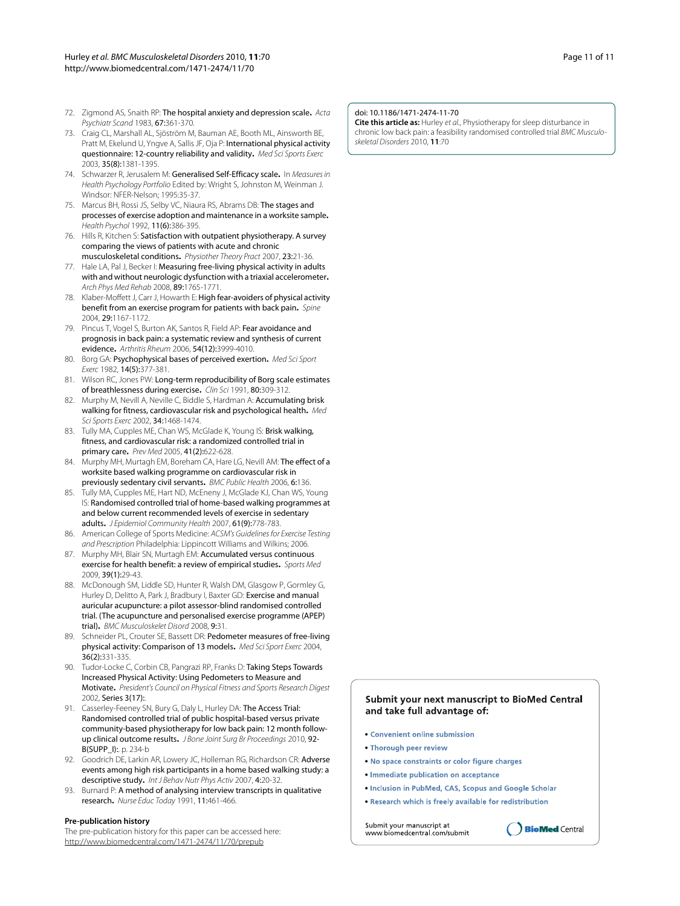72. Zigmond AS, Snaith RP: **The hospital anxiety and depression scale.** *Acta Psychiatr Scand* 1983, **67**:361-370.
73. Craig CL, Marshall AL, Sjöström M, Bauman AE, Booth ML, Ainsworth BE, Pratt M, Ekelund U, Yngve A, Sallis JF, Oja P: **International physical activity questionnaire: 12-country reliability and validity.** *Med Sci Sports Exerc* 2003, **35(8)**:1381-1395.
74. Schwarzer R, Jerusalem M: **Generalised Self-Efficacy scale.** In *Measures in Health Psychology Portfolio* Edited by: Wright S, Johnston M, Weinman J. Windsor: NFER-Nelson; 1995:35-37.
75. Marcus BH, Rossi JS, Selby VC, Niaura RS, Abrams DB: **The stages and processes of exercise adoption and maintenance in a worksite sample.** *Health Psychol* 1992, **11(6)**:386-395.
76. Hills R, Kitchen S: **Satisfaction with outpatient physiotherapy. A survey comparing the views of patients with acute and chronic musculoskeletal conditions.** *Physiother Theory Pract* 2007, **23**:21-36.
77. Hale LA, Pal J, Becker I: **Measuring free-living physical activity in adults with and without neurologic dysfunction with a triaxial accelerometer.** *Arch Phys Med Rehab* 2008, **89**:1765-1771.
78. Klaber-Moffett J, Carr J, Howarth E: **High fear-avoiders of physical activity benefit from an exercise program for patients with back pain.** *Spine* 2004, **29**:1167-1172.
79. Pincus T, Vogel S, Burton AK, Santos R, Field AP: **Fear avoidance and prognosis in back pain: a systematic review and synthesis of current evidence.** *Arthritis Rheum* 2006, **54(12)**:3999-4010.
80. Borg GA: **Psychophysical bases of perceived exertion.** *Med Sci Sport Exerc* 1982, **14(5)**:377-381.
81. Wilson RC, Jones PW: **Long-term reproducibility of Borg scale estimates of breathlessness during exercise.** *Clin Sci* 1991, **80**:309-312.
82. Murphy M, Nevill A, Neville C, Biddle S, Hardman A: **Accumulating brisk walking for fitness, cardiovascular risk and psychological health.** *Med Sci Sports Exerc* 2002, **34**:1468-1474.
83. Tully MA, Cupples ME, Chan WS, McGlade K, Young IS: **Brisk walking, fitness, and cardiovascular risk: a randomized controlled trial in primary care.** *Prev Med* 2005, **41(2)**:622-628.
84. Murphy MH, Murtagh EM, Boreham CA, Hare LG, Nevill AM: **The effect of a worksite based walking programme on cardiovascular risk in previously sedentary civil servants.** *BMC Public Health* 2006, **6**:136.
85. Tully MA, Cupples ME, Hart ND, McEneny J, McGlade KJ, Chan WS, Young IS: **Randomised controlled trial of home-based walking programmes at and below current recommended levels of exercise in sedentary adults.** *J Epidemiol Community Health* 2007, **61(9)**:778-783.
86. American College of Sports Medicine: *ACSM's Guidelines for Exercise Testing and Prescription* Philadelphia: Lippincott Williams and Wilkins; 2006.
87. Murphy MH, Blair SN, Murtagh EM: **Accumulated versus continuous exercise for health benefit: a review of empirical studies.** *Sports Med* 2009, **39(1)**:29-43.
88. McDonough SM, Liddle SD, Hunter R, Walsh DM, Glasgow P, Gormley G, Hurley D, Delitto A, Park J, Bradbury I, Baxter GD: **Exercise and manual auricular acupuncture: a pilot assessor-blind randomised controlled trial. (The acupuncture and personalised exercise programme (APEP) trial).** *BMC Musculoskelet Disord* 2008, **9**:31.
89. Schneider PL, Crouter SE, Bassett DR: **Pedometer measures of free-living physical activity: Comparison of 13 models.** *Med Sci Sport Exerc* 2004, **36(2)**:331-335.
90. Tudor-Locke C, Corbin CB, Pangrazi RP, Franks D: **Taking Steps Towards Increased Physical Activity: Using Pedometers to Measure and Motivate.** *President's Council on Physical Fitness and Sports Research Digest* 2002, **Series 3(17)**:.
91. Casserley-Feeney SN, Bury G, Daly L, Hurley DA: **The Access Trial: Randomised controlled trial of public hospital-based versus private community-based physiotherapy for low back pain: 12 month follow-up clinical outcome results.** *J Bone Joint Surg Br Proceedings* 2010, **92-B(SUPP_I)**:. p. 234-b
92. Goodrich DE, Larkin AR, Lowery JC, Holleman RG, Richardson CR: **Adverse events among high risk participants in a home based walking study: a descriptive study.** *Int J Behav Nutr Phys Activ* 2007, **4**:20-32.
93. Burnard P: **A method of analysing interview transcripts in qualitative research.** *Nurse Educ Today* 1991, **11**:461-466.

### Pre-publication history

The pre-publication history for this paper can be accessed here:
http://www.biomedcentral.com/1471-2474/11/70/prepub

doi: 10.1186/1471-2474-11-70

**Cite this article as:** Hurley *et al.*, Physiotherapy for sleep disturbance in chronic low back pain: a feasibility randomised controlled trial *BMC Musculoskeletal Disorders* 2010, **11**:70

**Submit your next manuscript to BioMed Central and take full advantage of:**

- Convenient online submission
- Thorough peer review
- No space constraints or color figure charges
- Immediate publication on acceptance
- Inclusion in PubMed, CAS, Scopus and Google Scholar
- Research which is freely available for redistribution

Submit your manuscript at www.biomedcentral.com/submit

BioMed Central